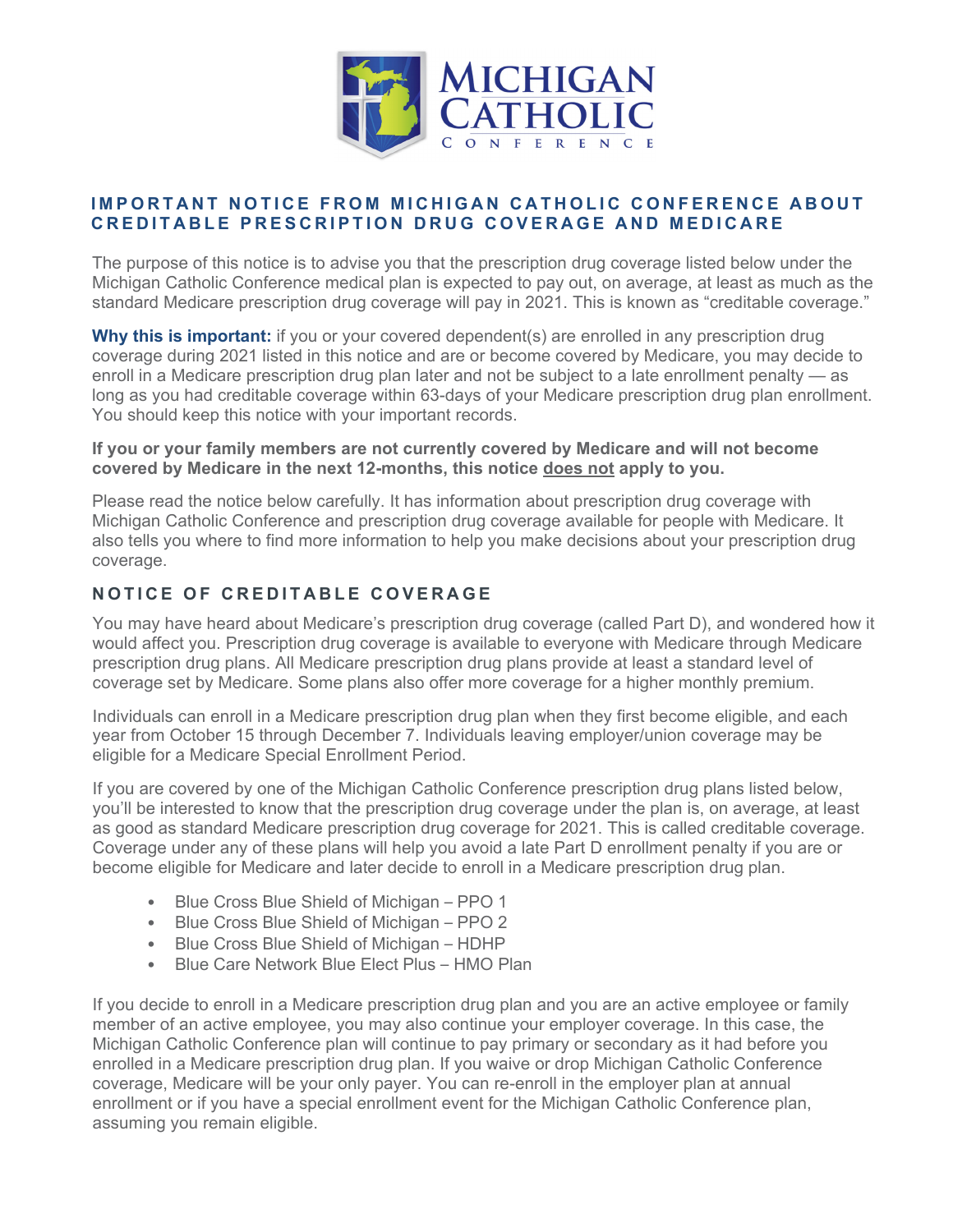Michigan Catholic Conference

## IMPORTANT NOTICE FROM MICHIGAN CATHOLIC CONFERENCE ABOUT CREDITABLE PRESCRIPTION DRUG COVERAGE AND MEDICARE

The purpose of this notice is to advise you that the prescription drug coverage listed below under the Michigan Catholic Conference medical plan is expected to pay out, on average, at least as much as the standard Medicare prescription drug coverage will pay in 2021. This is known as "creditable coverage."

**Why this is important:** if you or your covered dependent(s) are enrolled in any prescription drug coverage during 2021 listed in this notice and are or become covered by Medicare, you may decide to enroll in a Medicare prescription drug plan later and not be subject to a late enrollment penalty — as long as you had creditable coverage within 63-days of your Medicare prescription drug plan enrollment. You should keep this notice with your important records.

**If you or your family members are not currently covered by Medicare and will not become covered by Medicare in the next 12-months, this notice does not apply to you.**

Please read the notice below carefully. It has information about prescription drug coverage with Michigan Catholic Conference and prescription drug coverage available for people with Medicare. It also tells you where to find more information to help you make decisions about your prescription drug coverage.

## NOTICE OF CREDITABLE COVERAGE

You may have heard about Medicare's prescription drug coverage (called Part D), and wondered how it would affect you. Prescription drug coverage is available to everyone with Medicare through Medicare prescription drug plans. All Medicare prescription drug plans provide at least a standard level of coverage set by Medicare. Some plans also offer more coverage for a higher monthly premium.

Individuals can enroll in a Medicare prescription drug plan when they first become eligible, and each year from October 15 through December 7. Individuals leaving employer/union coverage may be eligible for a Medicare Special Enrollment Period.

If you are covered by one of the Michigan Catholic Conference prescription drug plans listed below, you'll be interested to know that the prescription drug coverage under the plan is, on average, at least as good as standard Medicare prescription drug coverage for 2021. This is called creditable coverage. Coverage under any of these plans will help you avoid a late Part D enrollment penalty if you are or become eligible for Medicare and later decide to enroll in a Medicare prescription drug plan.

- Blue Cross Blue Shield of Michigan – PPO 1
- Blue Cross Blue Shield of Michigan – PPO 2
- Blue Cross Blue Shield of Michigan – HDHP
- Blue Care Network Blue Elect Plus – HMO Plan

If you decide to enroll in a Medicare prescription drug plan and you are an active employee or family member of an active employee, you may also continue your employer coverage. In this case, the Michigan Catholic Conference plan will continue to pay primary or secondary as it had before you enrolled in a Medicare prescription drug plan. If you waive or drop Michigan Catholic Conference coverage, Medicare will be your only payer. You can re-enroll in the employer plan at annual enrollment or if you have a special enrollment event for the Michigan Catholic Conference plan, assuming you remain eligible.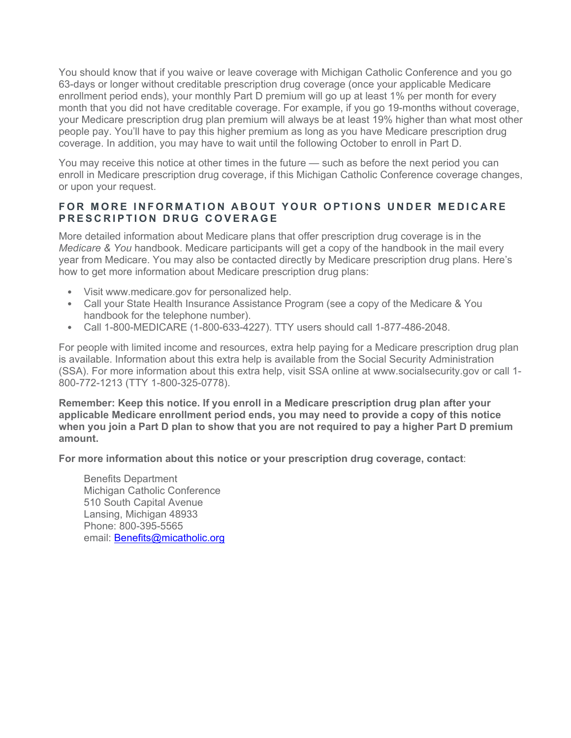You should know that if you waive or leave coverage with Michigan Catholic Conference and you go 63-days or longer without creditable prescription drug coverage (once your applicable Medicare enrollment period ends), your monthly Part D premium will go up at least 1% per month for every month that you did not have creditable coverage. For example, if you go 19-months without coverage, your Medicare prescription drug plan premium will always be at least 19% higher than what most other people pay. You'll have to pay this higher premium as long as you have Medicare prescription drug coverage. In addition, you may have to wait until the following October to enroll in Part D.

You may receive this notice at other times in the future — such as before the next period you can enroll in Medicare prescription drug coverage, if this Michigan Catholic Conference coverage changes, or upon your request.

## FOR MORE INFORMATION ABOUT YOUR OPTIONS UNDER MEDICARE PRESCRIPTION DRUG COVERAGE

More detailed information about Medicare plans that offer prescription drug coverage is in the *Medicare & You* handbook. Medicare participants will get a copy of the handbook in the mail every year from Medicare. You may also be contacted directly by Medicare prescription drug plans. Here's how to get more information about Medicare prescription drug plans:

- Visit www.medicare.gov for personalized help.
- Call your State Health Insurance Assistance Program (see a copy of the Medicare & You handbook for the telephone number).
- Call 1-800-MEDICARE (1-800-633-4227). TTY users should call 1-877-486-2048.

For people with limited income and resources, extra help paying for a Medicare prescription drug plan is available. Information about this extra help is available from the Social Security Administration (SSA). For more information about this extra help, visit SSA online at www.socialsecurity.gov or call 1-800-772-1213 (TTY 1-800-325-0778).

**Remember: Keep this notice. If you enroll in a Medicare prescription drug plan after your applicable Medicare enrollment period ends, you may need to provide a copy of this notice when you join a Part D plan to show that you are not required to pay a higher Part D premium amount.**

**For more information about this notice or your prescription drug coverage, contact**:

Benefits Department
Michigan Catholic Conference
510 South Capital Avenue
Lansing, Michigan 48933
Phone: 800-395-5565
email: Benefits@micatholic.org